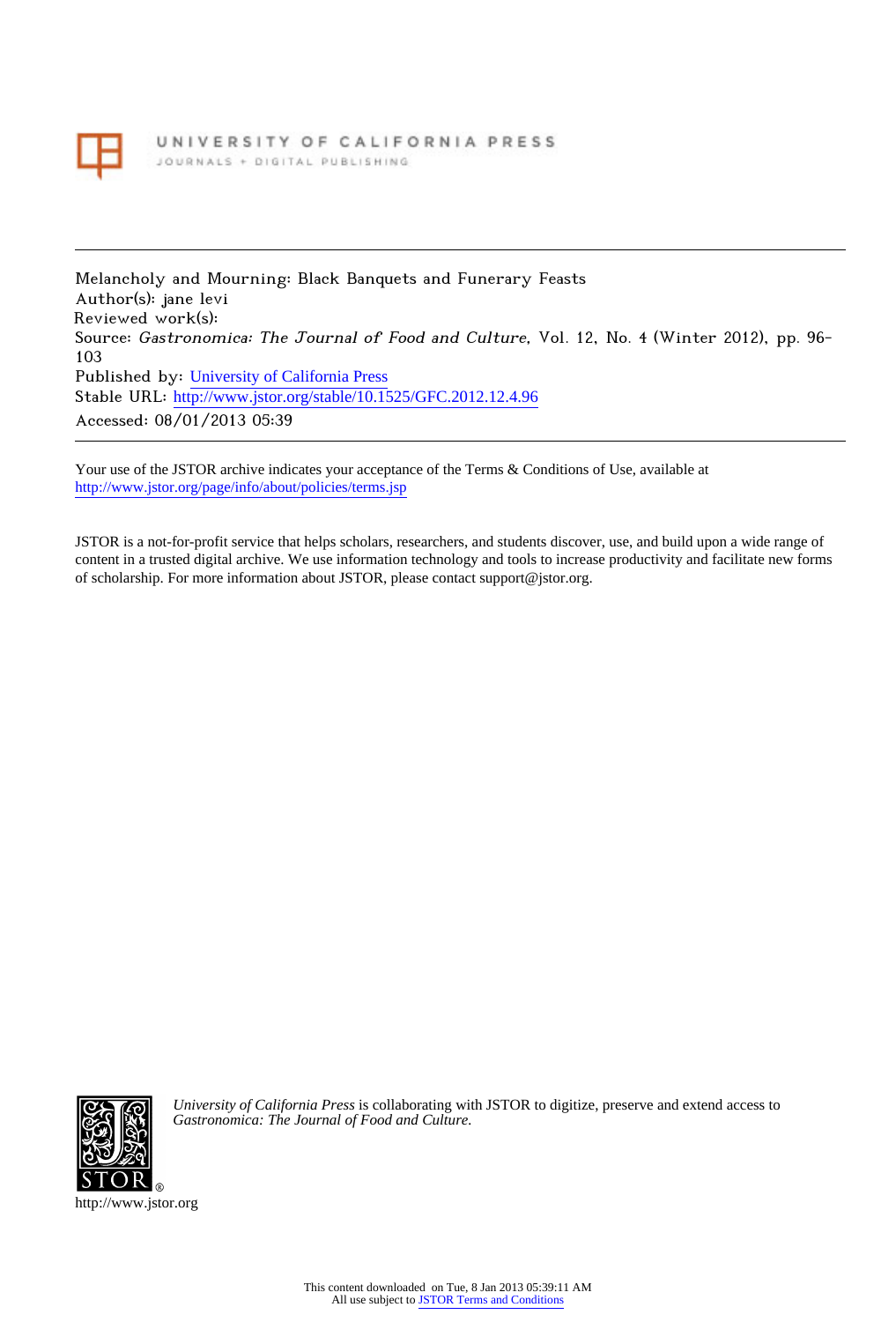UNIVERSITY OF CALIFORNIA PRESS

JOURNALS + DIGITAL PUBLISHING

---

Melancholy and Mourning: Black Banquets and Funerary Feasts
Author(s): jane levi
Reviewed work(s):
Source: *Gastronomica: The Journal of Food and Culture*, Vol. 12, No. 4 (Winter 2012), pp. 96-103
Published by: University of California Press
Stable URL: http://www.jstor.org/stable/10.1525/GFC.2012.12.4.96
Accessed: 08/01/2013 05:39

---

Your use of the JSTOR archive indicates your acceptance of the Terms & Conditions of Use, available at
http://www.jstor.org/page/info/about/policies/terms.jsp

JSTOR is a not-for-profit service that helps scholars, researchers, and students discover, use, and build upon a wide range of content in a trusted digital archive. We use information technology and tools to increase productivity and facilitate new forms of scholarship. For more information about JSTOR, please contact support@jstor.org.

*University of California Press* is collaborating with JSTOR to digitize, preserve and extend access to *Gastronomica: The Journal of Food and Culture.*

http://www.jstor.org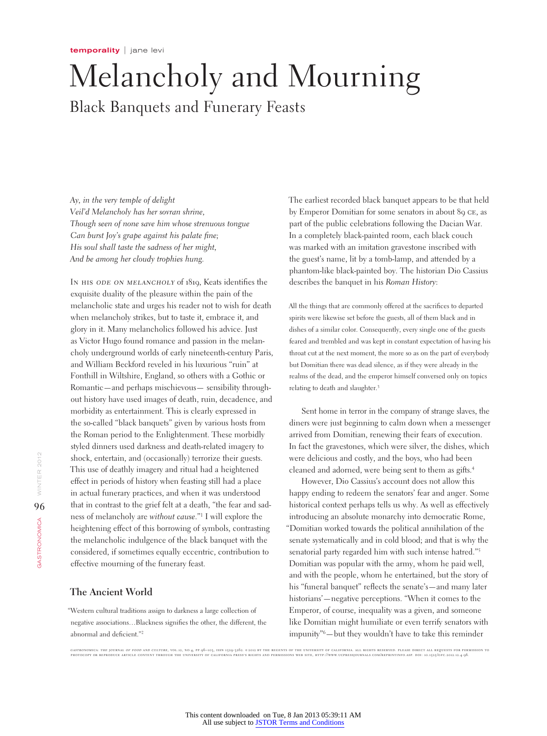temporality | jane levi

# Melancholy and Mourning

## Black Banquets and Funerary Feasts

*Ay, in the very temple of delight*
*Veil'd Melancholy has her sovran shrine,*
*Though seen of none save him whose strenuous tongue*
*Can burst Joy's grape against his palate fine;*
*His soul shall taste the sadness of her might,*
*And be among her cloudy trophies hung.*

In his *Ode on Melancholy* of 1819, Keats identifies the exquisite duality of the pleasure within the pain of the melancholic state and urges his reader not to wish for death when melancholy strikes, but to taste it, embrace it, and glory in it. Many melancholics followed his advice. Just as Victor Hugo found romance and passion in the melancholy underground worlds of early nineteenth-century Paris, and William Beckford reveled in his luxurious "ruin" at Fonthill in Wiltshire, England, so others with a Gothic or Romantic—and perhaps mischievous— sensibility throughout history have used images of death, ruin, decadence, and morbidity as entertainment. This is clearly expressed in the so-called "black banquets" given by various hosts from the Roman period to the Enlightenment. These morbidly styled dinners used darkness and death-related imagery to shock, entertain, and (occasionally) terrorize their guests. This use of deathly imagery and ritual had a heightened effect in periods of history when feasting still had a place in actual funerary practices, and when it was understood that in contrast to the grief felt at a death, "the fear and sadness of melancholy are *without cause*."[1] I will explore the heightening effect of this borrowing of symbols, contrasting the melancholic indulgence of the black banquet with the considered, if sometimes equally eccentric, contribution to effective mourning of the funerary feast.

### The Ancient World

"Western cultural traditions assign to darkness a large collection of negative associations…Blackness signifies the other, the different, the abnormal and deficient."[2]

The earliest recorded black banquet appears to be that held by Emperor Domitian for some senators in about 89 CE, as part of the public celebrations following the Dacian War. In a completely black-painted room, each black couch was marked with an imitation gravestone inscribed with the guest's name, lit by a tomb-lamp, and attended by a phantom-like black-painted boy. The historian Dio Cassius describes the banquet in his *Roman History*:

> All the things that are commonly offered at the sacrifices to departed spirits were likewise set before the guests, all of them black and in dishes of a similar color. Consequently, every single one of the guests feared and trembled and was kept in constant expectation of having his throat cut at the next moment, the more so as on the part of everybody but Domitian there was dead silence, as if they were already in the realms of the dead, and the emperor himself conversed only on topics relating to death and slaughter.[3]

Sent home in terror in the company of strange slaves, the diners were just beginning to calm down when a messenger arrived from Domitian, renewing their fears of execution. In fact the gravestones, which were silver, the dishes, which were delicious and costly, and the boys, who had been cleaned and adorned, were being sent to them as gifts.[4]

However, Dio Cassius's account does not allow this happy ending to redeem the senators' fear and anger. Some historical context perhaps tells us why. As well as effectively introducing an absolute monarchy into democratic Rome, "Domitian worked towards the political annihilation of the senate systematically and in cold blood; and that is why the senatorial party regarded him with such intense hatred."[5] Domitian was popular with the army, whom he paid well, and with the people, whom he entertained, but the story of his "funeral banquet" reflects the senate's—and many later historians'—negative perceptions. "When it comes to the Emperor, of course, inequality was a given, and someone like Domitian might humiliate or even terrify senators with impunity"[6]—but they wouldn't have to take this reminder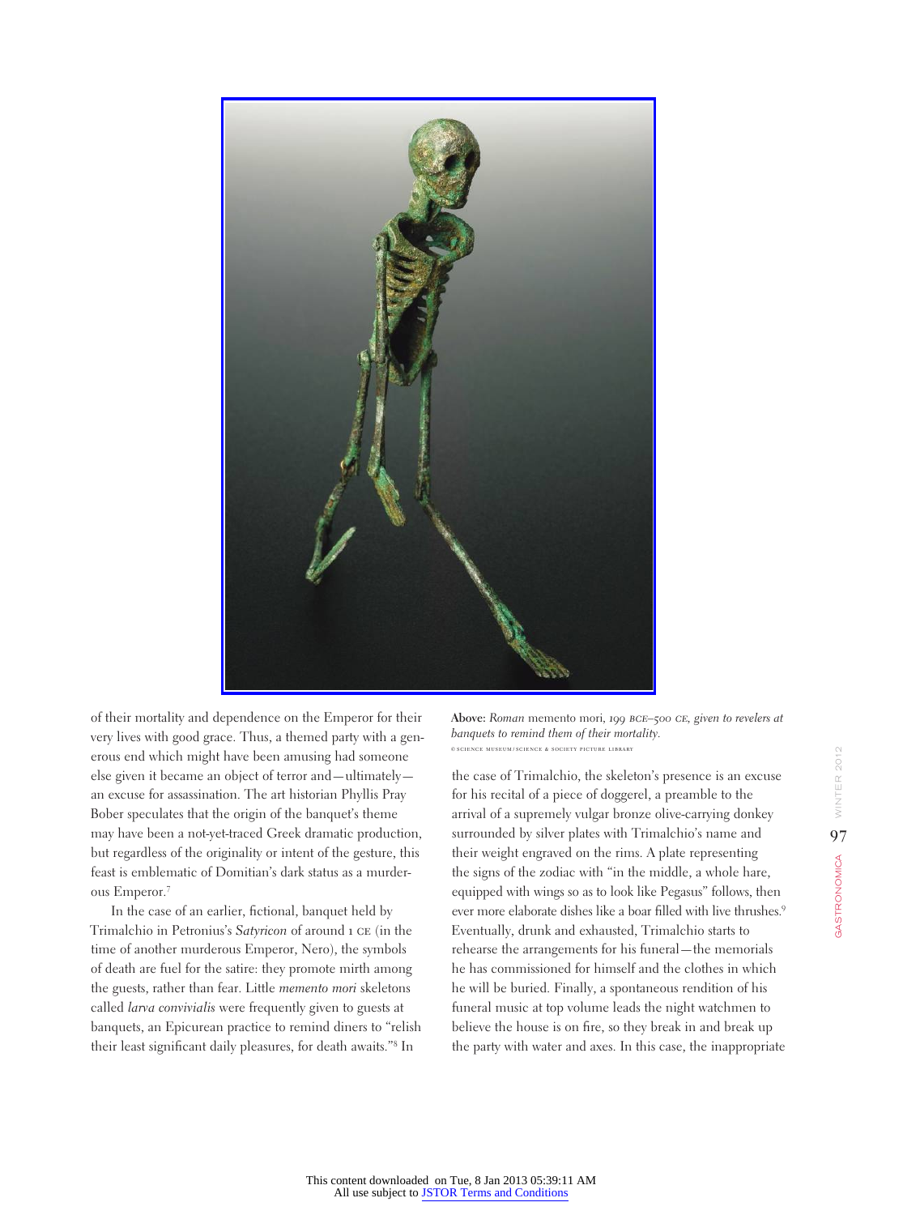of their mortality and dependence on the Emperor for their very lives with good grace. Thus, a themed party with a generous end which might have been amusing had someone else given it became an object of terror and—ultimately—an excuse for assassination. The art historian Phyllis Pray Bober speculates that the origin of the banquet's theme may have been a not-yet-traced Greek dramatic production, but regardless of the originality or intent of the gesture, this feast is emblematic of Domitian's dark status as a murderous Emperor.[7]

In the case of an earlier, fictional, banquet held by Trimalchio in Petronius's *Satyricon* of around 1 CE (in the time of another murderous Emperor, Nero), the symbols of death are fuel for the satire: they promote mirth among the guests, rather than fear. Little *memento mori* skeletons called *larva convivialis* were frequently given to guests at banquets, an Epicurean practice to remind diners to "relish their least significant daily pleasures, for death awaits."[8] In the case of Trimalchio, the skeleton's presence is an excuse for his recital of a piece of doggerel, a preamble to the arrival of a supremely vulgar bronze olive-carrying donkey surrounded by silver plates with Trimalchio's name and their weight engraved on the rims. A plate representing the signs of the zodiac with "in the middle, a whole hare, equipped with wings so as to look like Pegasus" follows, then ever more elaborate dishes like a boar filled with live thrushes.[9] Eventually, drunk and exhausted, Trimalchio starts to rehearse the arrangements for his funeral—the memorials he has commissioned for himself and the clothes in which he will be buried. Finally, a spontaneous rendition of his funeral music at top volume leads the night watchmen to believe the house is on fire, so they break in and break up the party with water and axes. In this case, the inappropriate

**Above:** *Roman* memento mori, *199 BCE–500 CE, given to revelers at banquets to remind them of their mortality.*
© SCIENCE MUSEUM/SCIENCE & SOCIETY PICTURE LIBRARY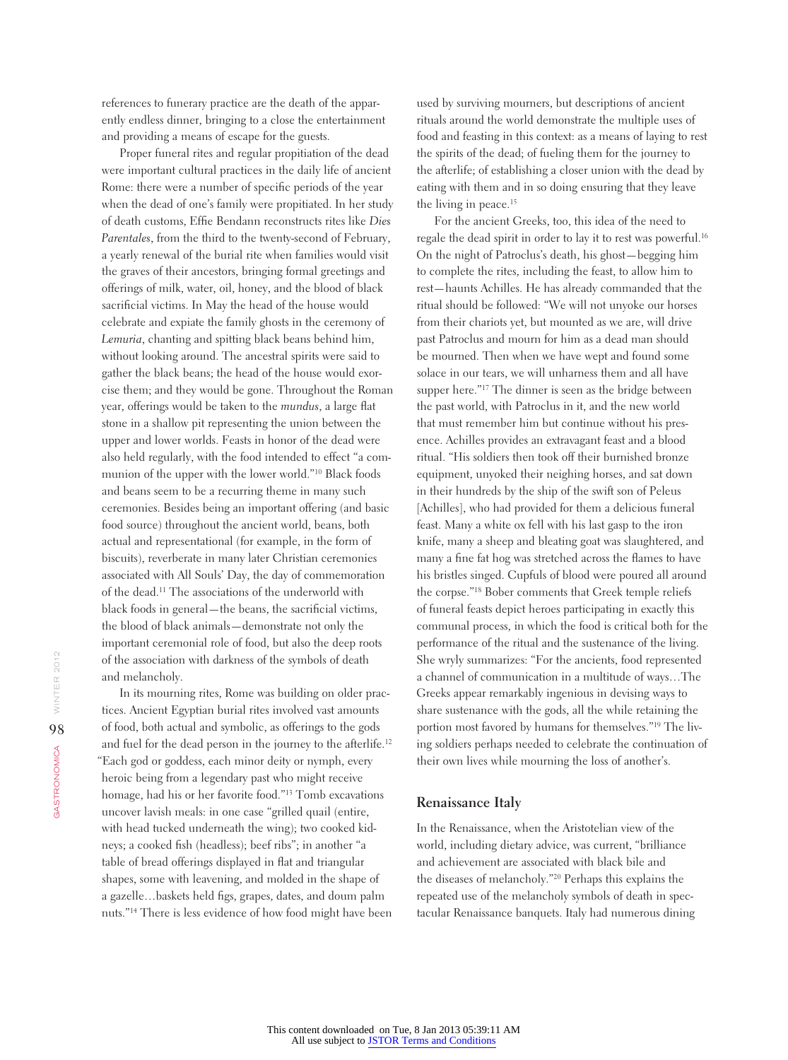references to funerary practice are the death of the apparently endless dinner, bringing to a close the entertainment and providing a means of escape for the guests.

Proper funeral rites and regular propitiation of the dead were important cultural practices in the daily life of ancient Rome: there were a number of specific periods of the year when the dead of one's family were propitiated. In her study of death customs, Effie Bendann reconstructs rites like *Dies Parentales*, from the third to the twenty-second of February, a yearly renewal of the burial rite when families would visit the graves of their ancestors, bringing formal greetings and offerings of milk, water, oil, honey, and the blood of black sacrificial victims. In May the head of the house would celebrate and expiate the family ghosts in the ceremony of *Lemuria*, chanting and spitting black beans behind him, without looking around. The ancestral spirits were said to gather the black beans; the head of the house would exorcise them; and they would be gone. Throughout the Roman year, offerings would be taken to the *mundus*, a large flat stone in a shallow pit representing the union between the upper and lower worlds. Feasts in honor of the dead were also held regularly, with the food intended to effect "a communion of the upper with the lower world."[10] Black foods and beans seem to be a recurring theme in many such ceremonies. Besides being an important offering (and basic food source) throughout the ancient world, beans, both actual and representational (for example, in the form of biscuits), reverberate in many later Christian ceremonies associated with All Souls' Day, the day of commemoration of the dead.[11] The associations of the underworld with black foods in general—the beans, the sacrificial victims, the blood of black animals—demonstrate not only the important ceremonial role of food, but also the deep roots of the association with darkness of the symbols of death and melancholy.

In its mourning rites, Rome was building on older practices. Ancient Egyptian burial rites involved vast amounts of food, both actual and symbolic, as offerings to the gods and fuel for the dead person in the journey to the afterlife.[12] "Each god or goddess, each minor deity or nymph, every heroic being from a legendary past who might receive homage, had his or her favorite food."[13] Tomb excavations uncover lavish meals: in one case "grilled quail (entire, with head tucked underneath the wing); two cooked kidneys; a cooked fish (headless); beef ribs"; in another "a table of bread offerings displayed in flat and triangular shapes, some with leavening, and molded in the shape of a gazelle…baskets held figs, grapes, dates, and doum palm nuts."[14] There is less evidence of how food might have been used by surviving mourners, but descriptions of ancient rituals around the world demonstrate the multiple uses of food and feasting in this context: as a means of laying to rest the spirits of the dead; of fueling them for the journey to the afterlife; of establishing a closer union with the dead by eating with them and in so doing ensuring that they leave the living in peace.[15]

For the ancient Greeks, too, this idea of the need to regale the dead spirit in order to lay it to rest was powerful.[16] On the night of Patroclus's death, his ghost—begging him to complete the rites, including the feast, to allow him to rest—haunts Achilles. He has already commanded that the ritual should be followed: "We will not unyoke our horses from their chariots yet, but mounted as we are, will drive past Patroclus and mourn for him as a dead man should be mourned. Then when we have wept and found some solace in our tears, we will unharness them and all have supper here."[17] The dinner is seen as the bridge between the past world, with Patroclus in it, and the new world that must remember him but continue without his presence. Achilles provides an extravagant feast and a blood ritual. "His soldiers then took off their burnished bronze equipment, unyoked their neighing horses, and sat down in their hundreds by the ship of the swift son of Peleus [Achilles], who had provided for them a delicious funeral feast. Many a white ox fell with his last gasp to the iron knife, many a sheep and bleating goat was slaughtered, and many a fine fat hog was stretched across the flames to have his bristles singed. Cupfuls of blood were poured all around the corpse."[18] Bober comments that Greek temple reliefs of funeral feasts depict heroes participating in exactly this communal process, in which the food is critical both for the performance of the ritual and the sustenance of the living. She wryly summarizes: "For the ancients, food represented a channel of communication in a multitude of ways…The Greeks appear remarkably ingenious in devising ways to share sustenance with the gods, all the while retaining the portion most favored by humans for themselves."[19] The living soldiers perhaps needed to celebrate the continuation of their own lives while mourning the loss of another's.

## Renaissance Italy

In the Renaissance, when the Aristotelian view of the world, including dietary advice, was current, "brilliance and achievement are associated with black bile and the diseases of melancholy."[20] Perhaps this explains the repeated use of the melancholy symbols of death in spectacular Renaissance banquets. Italy had numerous dining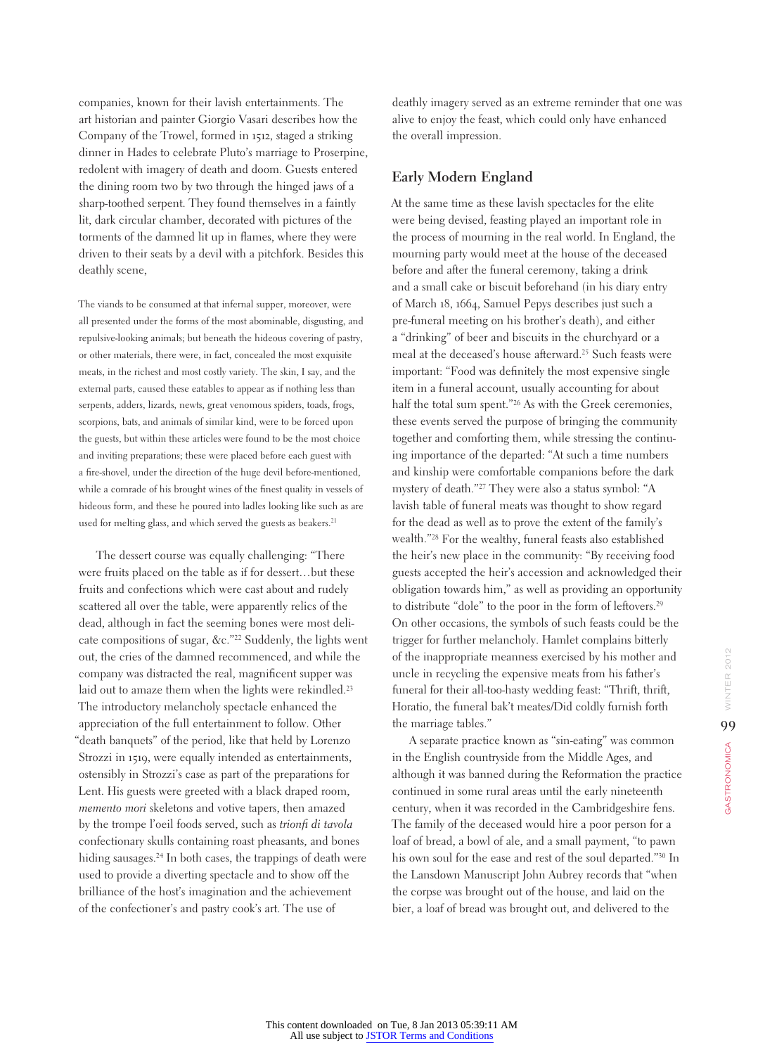companies, known for their lavish entertainments. The art historian and painter Giorgio Vasari describes how the Company of the Trowel, formed in 1512, staged a striking dinner in Hades to celebrate Pluto's marriage to Proserpine, redolent with imagery of death and doom. Guests entered the dining room two by two through the hinged jaws of a sharp-toothed serpent. They found themselves in a faintly lit, dark circular chamber, decorated with pictures of the torments of the damned lit up in flames, where they were driven to their seats by a devil with a pitchfork. Besides this deathly scene,

> The viands to be consumed at that infernal supper, moreover, were all presented under the forms of the most abominable, disgusting, and repulsive-looking animals; but beneath the hideous covering of pastry, or other materials, there were, in fact, concealed the most exquisite meats, in the richest and most costly variety. The skin, I say, and the external parts, caused these eatables to appear as if nothing less than serpents, adders, lizards, newts, great venomous spiders, toads, frogs, scorpions, bats, and animals of similar kind, were to be forced upon the guests, but within these articles were found to be the most choice and inviting preparations; these were placed before each guest with a fire-shovel, under the direction of the huge devil before-mentioned, while a comrade of his brought wines of the finest quality in vessels of hideous form, and these he poured into ladles looking like such as are used for melting glass, and which served the guests as beakers.[21]

The dessert course was equally challenging: "There were fruits placed on the table as if for dessert…but these fruits and confections which were cast about and rudely scattered all over the table, were apparently relics of the dead, although in fact the seeming bones were most delicate compositions of sugar, &c."[22] Suddenly, the lights went out, the cries of the damned recommenced, and while the company was distracted the real, magnificent supper was laid out to amaze them when the lights were rekindled.[23] The introductory melancholy spectacle enhanced the appreciation of the full entertainment to follow. Other "death banquets" of the period, like that held by Lorenzo Strozzi in 1519, were equally intended as entertainments, ostensibly in Strozzi's case as part of the preparations for Lent. His guests were greeted with a black draped room, *memento mori* skeletons and votive tapers, then amazed by the trompe l'oeil foods served, such as *trionfi di tavola* confectionary skulls containing roast pheasants, and bones hiding sausages.[24] In both cases, the trappings of death were used to provide a diverting spectacle and to show off the brilliance of the host's imagination and the achievement of the confectioner's and pastry cook's art. The use of deathly imagery served as an extreme reminder that one was alive to enjoy the feast, which could only have enhanced the overall impression.

## Early Modern England

At the same time as these lavish spectacles for the elite were being devised, feasting played an important role in the process of mourning in the real world. In England, the mourning party would meet at the house of the deceased before and after the funeral ceremony, taking a drink and a small cake or biscuit beforehand (in his diary entry of March 18, 1664, Samuel Pepys describes just such a pre-funeral meeting on his brother's death), and either a "drinking" of beer and biscuits in the churchyard or a meal at the deceased's house afterward.[25] Such feasts were important: "Food was definitely the most expensive single item in a funeral account, usually accounting for about half the total sum spent."[26] As with the Greek ceremonies, these events served the purpose of bringing the community together and comforting them, while stressing the continuing importance of the departed: "At such a time numbers and kinship were comfortable companions before the dark mystery of death."[27] They were also a status symbol: "A lavish table of funeral meats was thought to show regard for the dead as well as to prove the extent of the family's wealth."[28] For the wealthy, funeral feasts also established the heir's new place in the community: "By receiving food guests accepted the heir's accession and acknowledged their obligation towards him," as well as providing an opportunity to distribute "dole" to the poor in the form of leftovers.[29] On other occasions, the symbols of such feasts could be the trigger for further melancholy. Hamlet complains bitterly of the inappropriate meanness exercised by his mother and uncle in recycling the expensive meats from his father's funeral for their all-too-hasty wedding feast: "Thrift, thrift, Horatio, the funeral bak't meates/Did coldly furnish forth the marriage tables."

A separate practice known as "sin-eating" was common in the English countryside from the Middle Ages, and although it was banned during the Reformation the practice continued in some rural areas until the early nineteenth century, when it was recorded in the Cambridgeshire fens. The family of the deceased would hire a poor person for a loaf of bread, a bowl of ale, and a small payment, "to pawn his own soul for the ease and rest of the soul departed."[30] In the Lansdown Manuscript John Aubrey records that "when the corpse was brought out of the house, and laid on the bier, a loaf of bread was brought out, and delivered to the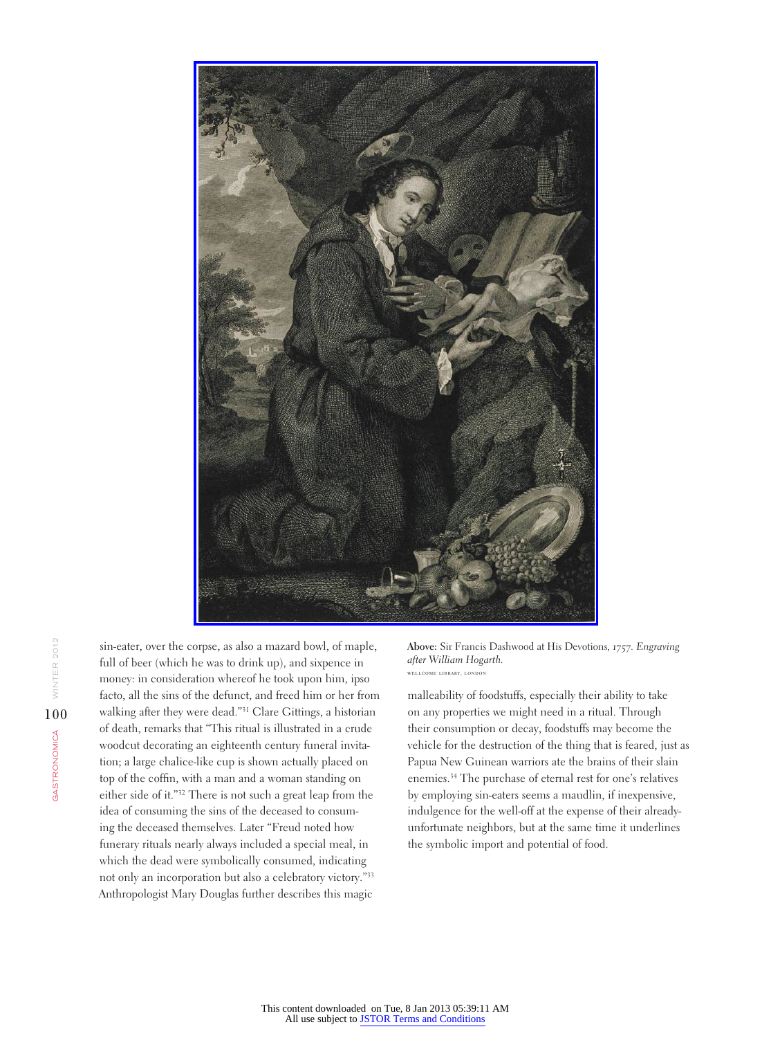sin-eater, over the corpse, as also a mazard bowl, of maple, full of beer (which he was to drink up), and sixpence in money: in consideration whereof he took upon him, ipso facto, all the sins of the defunct, and freed him or her from walking after they were dead."[31] Clare Gittings, a historian of death, remarks that "This ritual is illustrated in a crude woodcut decorating an eighteenth century funeral invitation; a large chalice-like cup is shown actually placed on top of the coffin, with a man and a woman standing on either side of it."[32] There is not such a great leap from the idea of consuming the sins of the deceased to consuming the deceased themselves. Later "Freud noted how funerary rituals nearly always included a special meal, in which the dead were symbolically consumed, indicating not only an incorporation but also a celebratory victory."[33] Anthropologist Mary Douglas further describes this magic malleability of foodstuffs, especially their ability to take on any properties we might need in a ritual. Through their consumption or decay, foodstuffs may become the vehicle for the destruction of the thing that is feared, just as Papua New Guinean warriors ate the brains of their slain enemies.[34] The purchase of eternal rest for one's relatives by employing sin-eaters seems a maudlin, if inexpensive, indulgence for the well-off at the expense of their already-unfortunate neighbors, but at the same time it underlines the symbolic import and potential of food.

**Above:** Sir Francis Dashwood at His Devotions, 1757. *Engraving after William Hogarth.*
WELLCOME LIBRARY, LONDON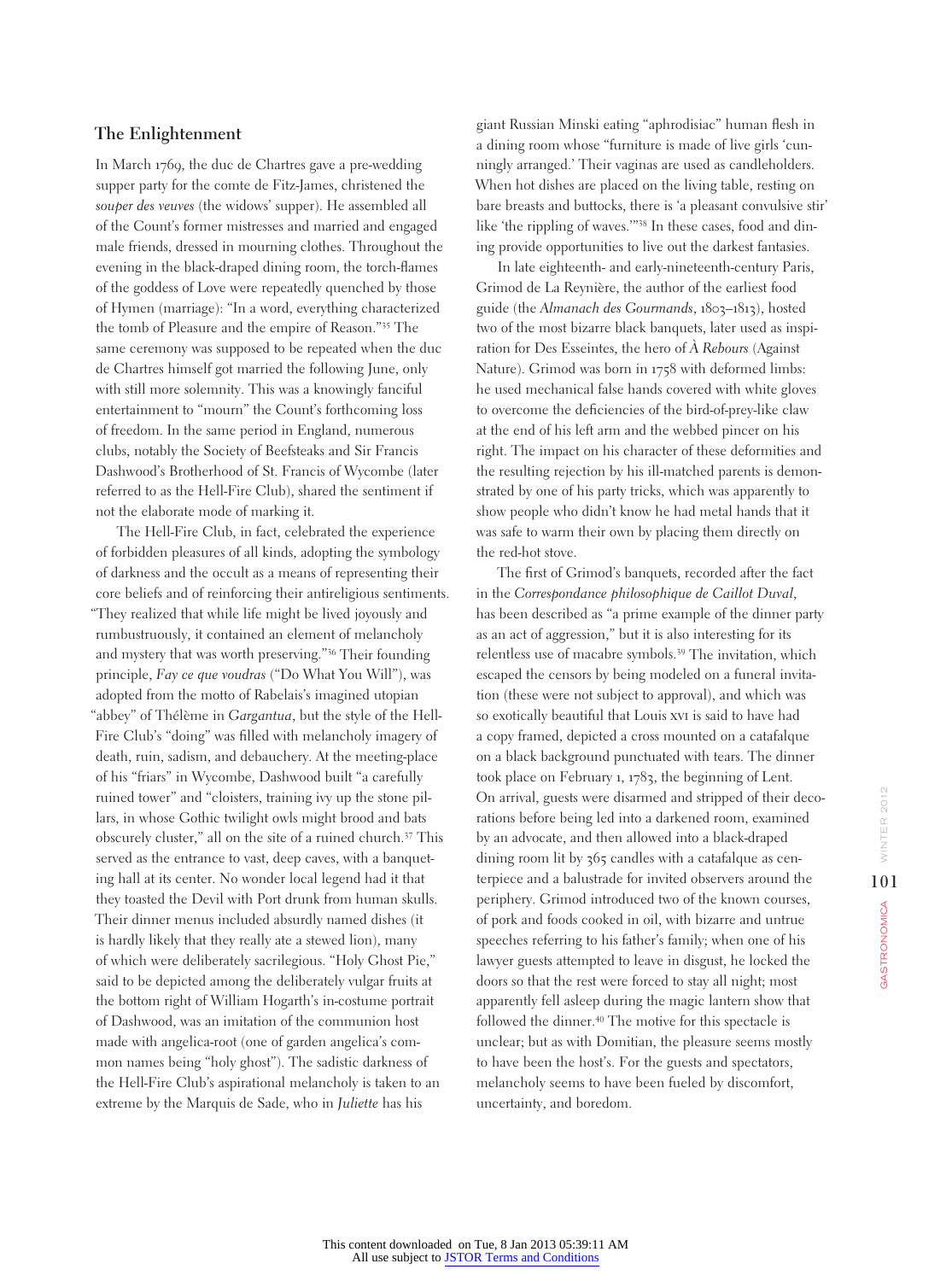## The Enlightenment

In March 1769, the duc de Chartres gave a pre-wedding supper party for the comte de Fitz-James, christened the *souper des veuves* (the widows' supper). He assembled all of the Count's former mistresses and married and engaged male friends, dressed in mourning clothes. Throughout the evening in the black-draped dining room, the torch-flames of the goddess of Love were repeatedly quenched by those of Hymen (marriage): "In a word, everything characterized the tomb of Pleasure and the empire of Reason."[35] The same ceremony was supposed to be repeated when the duc de Chartres himself got married the following June, only with still more solemnity. This was a knowingly fanciful entertainment to "mourn" the Count's forthcoming loss of freedom. In the same period in England, numerous clubs, notably the Society of Beefsteaks and Sir Francis Dashwood's Brotherhood of St. Francis of Wycombe (later referred to as the Hell-Fire Club), shared the sentiment if not the elaborate mode of marking it.

The Hell-Fire Club, in fact, celebrated the experience of forbidden pleasures of all kinds, adopting the symbology of darkness and the occult as a means of representing their core beliefs and of reinforcing their antireligious sentiments. "They realized that while life might be lived joyously and rumbustruously, it contained an element of melancholy and mystery that was worth preserving."[36] Their founding principle, *Fay ce que voudras* ("Do What You Will"), was adopted from the motto of Rabelais's imagined utopian "abbey" of Thélème in *Gargantua*, but the style of the Hell-Fire Club's "doing" was filled with melancholy imagery of death, ruin, sadism, and debauchery. At the meeting-place of his "friars" in Wycombe, Dashwood built "a carefully ruined tower" and "cloisters, training ivy up the stone pillars, in whose Gothic twilight owls might brood and bats obscurely cluster," all on the site of a ruined church.[37] This served as the entrance to vast, deep caves, with a banqueting hall at its center. No wonder local legend had it that they toasted the Devil with Port drunk from human skulls. Their dinner menus included absurdly named dishes (it is hardly likely that they really ate a stewed lion), many of which were deliberately sacrilegious. "Holy Ghost Pie," said to be depicted among the deliberately vulgar fruits at the bottom right of William Hogarth's in-costume portrait of Dashwood, was an imitation of the communion host made with angelica-root (one of garden angelica's common names being "holy ghost"). The sadistic darkness of the Hell-Fire Club's aspirational melancholy is taken to an extreme by the Marquis de Sade, who in *Juliette* has his giant Russian Minski eating "aphrodisiac" human flesh in a dining room whose "furniture is made of live girls 'cunningly arranged.' Their vaginas are used as candleholders. When hot dishes are placed on the living table, resting on bare breasts and buttocks, there is 'a pleasant convulsive stir' like 'the rippling of waves.'"[38] In these cases, food and dining provide opportunities to live out the darkest fantasies.

In late eighteenth- and early-nineteenth-century Paris, Grimod de La Reynière, the author of the earliest food guide (the *Almanach des Gourmands*, 1803–1813), hosted two of the most bizarre black banquets, later used as inspiration for Des Esseintes, the hero of *À Rebours* (Against Nature). Grimod was born in 1758 with deformed limbs: he used mechanical false hands covered with white gloves to overcome the deficiencies of the bird-of-prey-like claw at the end of his left arm and the webbed pincer on his right. The impact on his character of these deformities and the resulting rejection by his ill-matched parents is demonstrated by one of his party tricks, which was apparently to show people who didn't know he had metal hands that it was safe to warm their own by placing them directly on the red-hot stove.

The first of Grimod's banquets, recorded after the fact in the *Correspondance philosophique de Caillot Duval*, has been described as "a prime example of the dinner party as an act of aggression," but it is also interesting for its relentless use of macabre symbols.[39] The invitation, which escaped the censors by being modeled on a funeral invitation (these were not subject to approval), and which was so exotically beautiful that Louis XVI is said to have had a copy framed, depicted a cross mounted on a catafalque on a black background punctuated with tears. The dinner took place on February 1, 1783, the beginning of Lent. On arrival, guests were disarmed and stripped of their decorations before being led into a darkened room, examined by an advocate, and then allowed into a black-draped dining room lit by 365 candles with a catafalque as centerpiece and a balustrade for invited observers around the periphery. Grimod introduced two of the known courses, of pork and foods cooked in oil, with bizarre and untrue speeches referring to his father's family; when one of his lawyer guests attempted to leave in disgust, he locked the doors so that the rest were forced to stay all night; most apparently fell asleep during the magic lantern show that followed the dinner.[40] The motive for this spectacle is unclear; but as with Domitian, the pleasure seems mostly to have been the host's. For the guests and spectators, melancholy seems to have been fueled by discomfort, uncertainty, and boredom.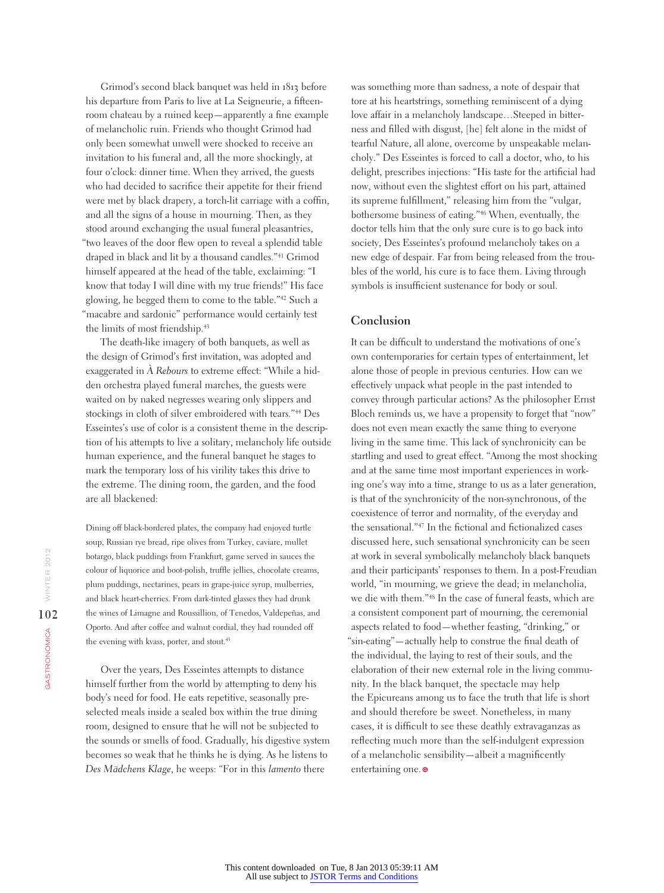Grimod's second black banquet was held in 1813 before his departure from Paris to live at La Seigneurie, a fifteen-room chateau by a ruined keep—apparently a fine example of melancholic ruin. Friends who thought Grimod had only been somewhat unwell were shocked to receive an invitation to his funeral and, all the more shockingly, at four o'clock: dinner time. When they arrived, the guests who had decided to sacrifice their appetite for their friend were met by black drapery, a torch-lit carriage with a coffin, and all the signs of a house in mourning. Then, as they stood around exchanging the usual funeral pleasantries, "two leaves of the door flew open to reveal a splendid table draped in black and lit by a thousand candles."[41] Grimod himself appeared at the head of the table, exclaiming: "I know that today I will dine with my true friends!" His face glowing, he begged them to come to the table."[42] Such a "macabre and sardonic" performance would certainly test the limits of most friendship.[43]

The death-like imagery of both banquets, as well as the design of Grimod's first invitation, was adopted and exaggerated in *À Rebours* to extreme effect: "While a hidden orchestra played funeral marches, the guests were waited on by naked negresses wearing only slippers and stockings in cloth of silver embroidered with tears."[44] Des Esseintes's use of color is a consistent theme in the description of his attempts to live a solitary, melancholy life outside human experience, and the funeral banquet he stages to mark the temporary loss of his virility takes this drive to the extreme. The dining room, the garden, and the food are all blackened:

> Dining off black-bordered plates, the company had enjoyed turtle soup, Russian rye bread, ripe olives from Turkey, caviare, mullet botargo, black puddings from Frankfurt, game served in sauces the colour of liquorice and boot-polish, truffle jellies, chocolate creams, plum puddings, nectarines, pears in grape-juice syrup, mulberries, and black heart-cherries. From dark-tinted glasses they had drunk the wines of Limagne and Roussillion, of Tenedos, Valdepeñas, and Oporto. And after coffee and walnut cordial, they had rounded off the evening with kvass, porter, and stout.[45]

Over the years, Des Esseintes attempts to distance himself further from the world by attempting to deny his body's need for food. He eats repetitive, seasonally preselected meals inside a sealed box within the true dining room, designed to ensure that he will not be subjected to the sounds or smells of food. Gradually, his digestive system becomes so weak that he thinks he is dying. As he listens to *Des Mädchens Klage*, he weeps: "For in this *lamento* there was something more than sadness, a note of despair that tore at his heartstrings, something reminiscent of a dying love affair in a melancholy landscape…Steeped in bitterness and filled with disgust, [he] felt alone in the midst of tearful Nature, all alone, overcome by unspeakable melancholy." Des Esseintes is forced to call a doctor, who, to his delight, prescribes injections: "His taste for the artificial had now, without even the slightest effort on his part, attained its supreme fulfillment," releasing him from the "vulgar, bothersome business of eating."[46] When, eventually, the doctor tells him that the only sure cure is to go back into society, Des Esseintes's profound melancholy takes on a new edge of despair. Far from being released from the troubles of the world, his cure is to face them. Living through symbols is insufficient sustenance for body or soul.

## Conclusion

It can be difficult to understand the motivations of one's own contemporaries for certain types of entertainment, let alone those of people in previous centuries. How can we effectively unpack what people in the past intended to convey through particular actions? As the philosopher Ernst Bloch reminds us, we have a propensity to forget that "now" does not even mean exactly the same thing to everyone living in the same time. This lack of synchronicity can be startling and used to great effect. "Among the most shocking and at the same time most important experiences in working one's way into a time, strange to us as a later generation, is that of the synchronicity of the non-synchronous, of the coexistence of terror and normality, of the everyday and the sensational."[47] In the fictional and fictionalized cases discussed here, such sensational synchronicity can be seen at work in several symbolically melancholy black banquets and their participants' responses to them. In a post-Freudian world, "in mourning, we grieve the dead; in melancholia, we die with them."[48] In the case of funeral feasts, which are a consistent component part of mourning, the ceremonial aspects related to food—whether feasting, "drinking," or "sin-eating"—actually help to construe the final death of the individual, the laying to rest of their souls, and the elaboration of their new external role in the living community. In the black banquet, the spectacle may help the Epicureans among us to face the truth that life is short and should therefore be sweet. Nonetheless, in many cases, it is difficult to see these deathly extravaganzas as reflecting much more than the self-indulgent expression of a melancholic sensibility—albeit a magnificently entertaining one.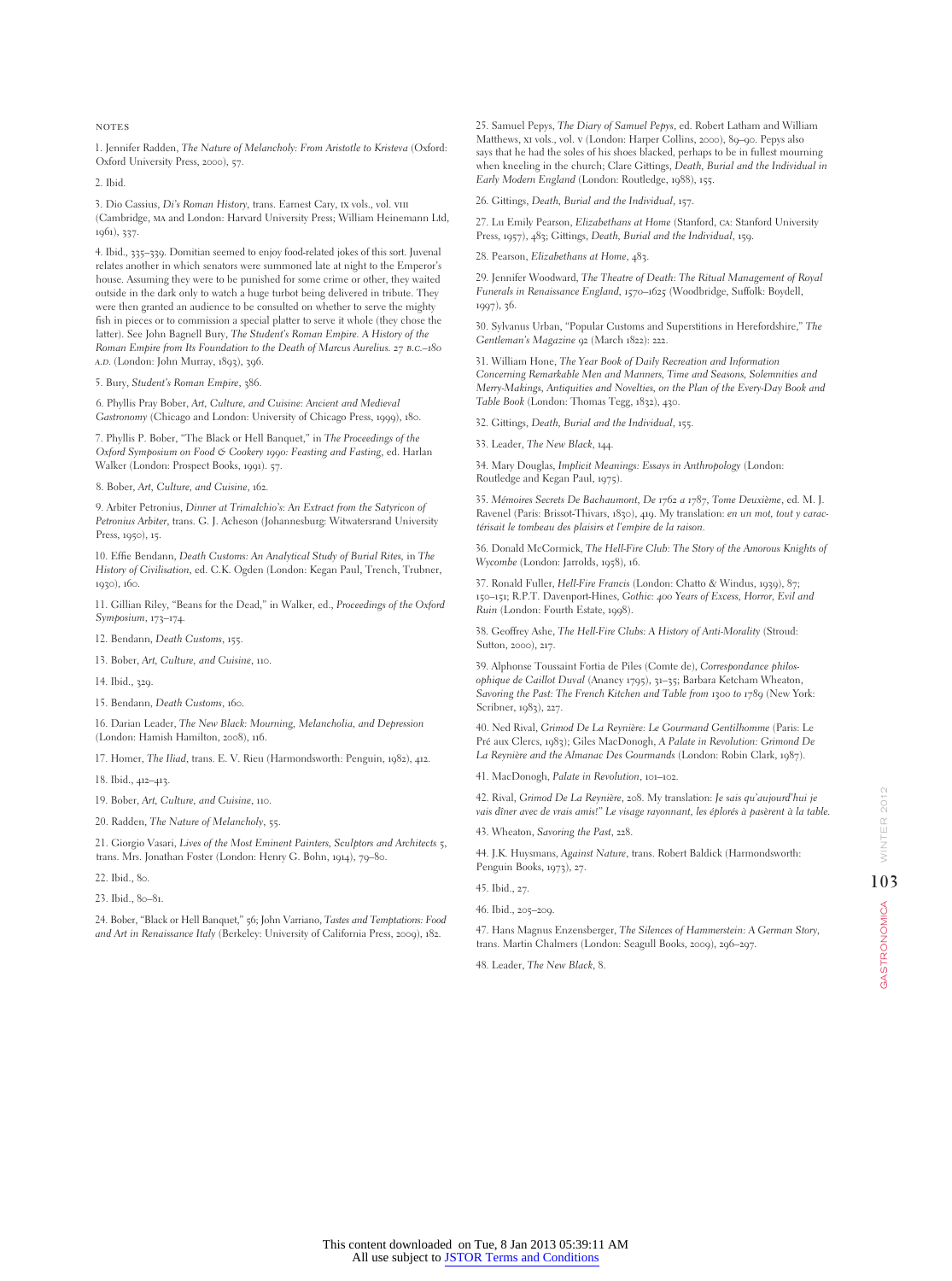NOTES

1. Jennifer Radden, *The Nature of Melancholy: From Aristotle to Kristeva* (Oxford: Oxford University Press, 2000), 57.

2. Ibid.

3. Dio Cassius, *Di's Roman History*, trans. Earnest Cary, IX vols., vol. VIII (Cambridge, MA and London: Harvard University Press; William Heinemann Ltd, 1961), 337.

4. Ibid., 335–339. Domitian seemed to enjoy food-related jokes of this sort. Juvenal relates another in which senators were summoned late at night to the Emperor's house. Assuming they were to be punished for some crime or other, they waited outside in the dark only to watch a huge turbot being delivered in tribute. They were then granted an audience to be consulted on whether to serve the mighty fish in pieces or to commission a special platter to serve it whole (they chose the latter). See John Bagnell Bury, *The Student's Roman Empire. A History of the Roman Empire from Its Foundation to the Death of Marcus Aurelius. 27 B.C.–180 A.D.* (London: John Murray, 1893), 396.

5. Bury, *Student's Roman Empire*, 386.

6. Phyllis Pray Bober, *Art, Culture, and Cuisine: Ancient and Medieval Gastronomy* (Chicago and London: University of Chicago Press, 1999), 180.

7. Phyllis P. Bober, "The Black or Hell Banquet," in *The Proceedings of the Oxford Symposium on Food & Cookery 1990: Feasting and Fasting*, ed. Harlan Walker (London: Prospect Books, 1991). 57.

8. Bober, *Art, Culture, and Cuisine*, 162.

9. Arbiter Petronius, *Dinner at Trimalchio's: An Extract from the Satyricon of Petronius Arbiter*, trans. G. J. Acheson (Johannesburg: Witwatersrand University Press, 1950), 15.

10. Effie Bendann, *Death Customs: An Analytical Study of Burial Rites*, in *The History of Civilisation*, ed. C.K. Ogden (London: Kegan Paul, Trench, Trubner, 1930), 160.

11. Gillian Riley, "Beans for the Dead," in Walker, ed., *Proceedings of the Oxford Symposium*, 173–174.

12. Bendann, *Death Customs*, 155.

13. Bober, *Art, Culture, and Cuisine*, 110.

14. Ibid., 329.

15. Bendann, *Death Customs*, 160.

16. Darian Leader, *The New Black: Mourning, Melancholia, and Depression* (London: Hamish Hamilton, 2008), 116.

17. Homer, *The Iliad*, trans. E. V. Rieu (Harmondsworth: Penguin, 1982), 412.

18. Ibid., 412–413.

19. Bober, *Art, Culture, and Cuisine*, 110.

20. Radden, *The Nature of Melancholy*, 55.

21. Giorgio Vasari, *Lives of the Most Eminent Painters, Sculptors and Architects 5*, trans. Mrs. Jonathan Foster (London: Henry G. Bohn, 1914), 79–80.

22. Ibid., 80.

23. Ibid., 80–81.

24. Bober, "Black or Hell Banquet," 56; John Varriano, *Tastes and Temptations: Food and Art in Renaissance Italy* (Berkeley: University of California Press, 2009), 182.

25. Samuel Pepys, *The Diary of Samuel Pepys*, ed. Robert Latham and William Matthews, XI vols., vol. V (London: Harper Collins, 2000), 89–90. Pepys also says that he had the soles of his shoes blacked, perhaps to be in fullest mourning when kneeling in the church; Clare Gittings, *Death, Burial and the Individual in Early Modern England* (London: Routledge, 1988), 155.

26. Gittings, *Death, Burial and the Individual*, 157.

27. Lu Emily Pearson, *Elizabethans at Home* (Stanford, CA: Stanford University Press, 1957), 483; Gittings, *Death, Burial and the Individual*, 159.

28. Pearson, *Elizabethans at Home*, 483.

29. Jennifer Woodward, *The Theatre of Death: The Ritual Management of Royal Funerals in Renaissance England, 1570–1625* (Woodbridge, Suffolk: Boydell, 1997), 36.

30. Sylvanus Urban, "Popular Customs and Superstitions in Herefordshire," *The Gentleman's Magazine* 92 (March 1822): 222.

31. William Hone, *The Year Book of Daily Recreation and Information Concerning Remarkable Men and Manners, Time and Seasons, Solemnities and Merry-Makings, Antiquities and Novelties, on the Plan of the Every-Day Book and Table Book* (London: Thomas Tegg, 1832), 430.

32. Gittings, *Death, Burial and the Individual*, 155.

33. Leader, *The New Black*, 144.

34. Mary Douglas, *Implicit Meanings: Essays in Anthropology* (London: Routledge and Kegan Paul, 1975).

35. *Mémoires Secrets De Bachaumont, De 1762 a 1787, Tome Deuxième*, ed. M. J. Ravenel (Paris: Brissot-Thivars, 1830), 419. My translation: *en un mot, tout y caractérisait le tombeau des plaisirs et l'empire de la raison.*

36. Donald McCormick, *The Hell-Fire Club: The Story of the Amorous Knights of Wycombe* (London: Jarrolds, 1958), 16.

37. Ronald Fuller, *Hell-Fire Francis* (London: Chatto & Windus, 1939), 87; 150–151; R.P.T. Davenport-Hines, *Gothic: 400 Years of Excess, Horror, Evil and Ruin* (London: Fourth Estate, 1998).

38. Geoffrey Ashe, *The Hell-Fire Clubs: A History of Anti-Morality* (Stroud: Sutton, 2000), 217.

39. Alphonse Toussaint Fortia de Piles (Comte de), *Correspondance philosophique de Caillot Duval* (Anancy 1795), 31–35; Barbara Ketcham Wheaton, *Savoring the Past: The French Kitchen and Table from 1300 to 1789* (New York: Scribner, 1983), 227.

40. Ned Rival, *Grimod De La Reynière: Le Gourmand Gentilhomme* (Paris: Le Pré aux Clercs, 1983); Giles MacDonogh, *A Palate in Revolution: Grimod De La Reynière and the Almanac Des Gourmands* (London: Robin Clark, 1987).

41. MacDonogh, *Palate in Revolution*, 101–102.

42. Rival, *Grimod De La Reynière*, 208. My translation: *Je sais qu'aujourd'hui je vais dîner avec de vrais amis!" Le visage rayonnant, les éplorés à pasèrent à la table.*

43. Wheaton, *Savoring the Past*, 228.

44. J.K. Huysmans, *Against Nature*, trans. Robert Baldick (Harmondsworth: Penguin Books, 1973), 27.

45. Ibid., 27.

46. Ibid., 205–209.

47. Hans Magnus Enzensberger, *The Silences of Hammerstein: A German Story*, trans. Martin Chalmers (London: Seagull Books, 2009), 296–297.

48. Leader, *The New Black*, 8.